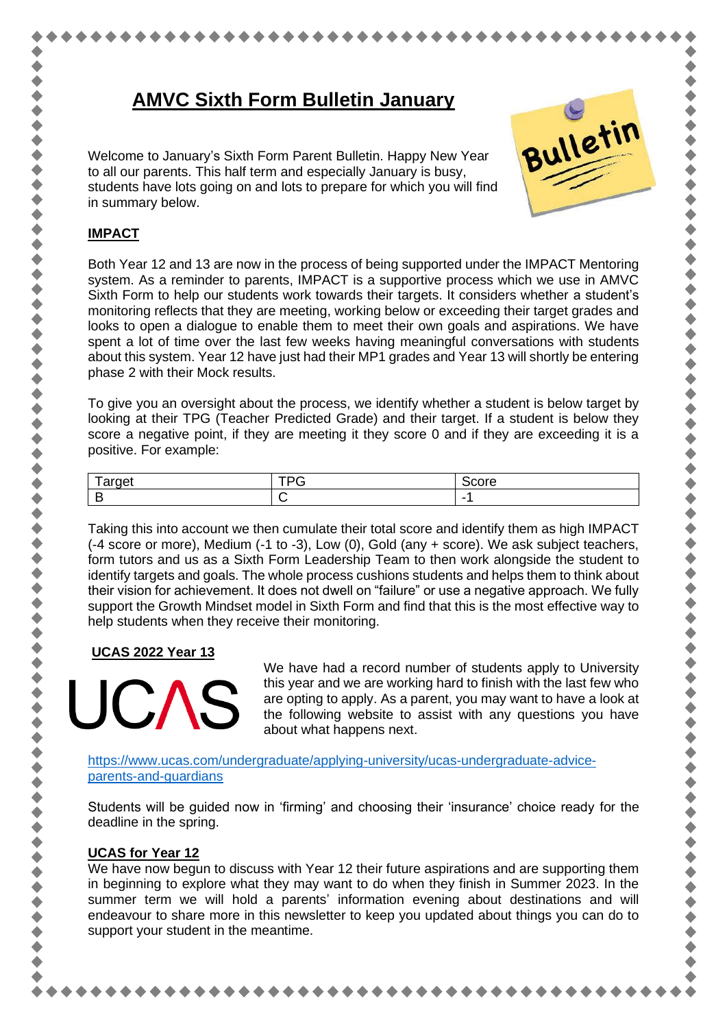# AMVC Sixth Form Bulletin January

Welcome to January's Sixth Form Parent Bulletin. Happy New Year to all our parents. This half term and especially January is busy, students have lots going on and lots to prepare for which you will find in summary below.

## IMPACT

Both Year 12 and 13 are now in the process of being supported under the IMPACT Mentoring system. As a reminder to parents, IMPACT is a supportive process which we use in AMVC Sixth Form to help our students work towards their targets. It considers whether a student's monitoring reflects that they are meeting, working below or exceeding their target grades and looks to open a dialogue to enable them to meet their own goals and aspirations. We have spent a lot of time over the last few weeks having meaningful conversations with students about this system. Year 12 have just had their MP1 grades and Year 13 will shortly be entering phase 2 with their Mock results.

To give you an oversight about the process, we identify whether a student is below target by looking at their TPG (Teacher Predicted Grade) and their target. If a student is below they score a negative point, if they are meeting it they score 0 and if they are exceeding it is a positive. For example:

| Target | TPG | Score |
|---|---|---|
| B | C | -1 |

Taking this into account we then cumulate their total score and identify them as high IMPACT (-4 score or more), Medium (-1 to -3), Low (0), Gold (any + score). We ask subject teachers, form tutors and us as a Sixth Form Leadership Team to then work alongside the student to identify targets and goals. The whole process cushions students and helps them to think about their vision for achievement. It does not dwell on "failure" or use a negative approach. We fully support the Growth Mindset model in Sixth Form and find that this is the most effective way to help students when they receive their monitoring.

## UCAS 2022 Year 13

UCAS

We have had a record number of students apply to University this year and we are working hard to finish with the last few who are opting to apply. As a parent, you may want to have a look at the following website to assist with any questions you have about what happens next.

https://www.ucas.com/undergraduate/applying-university/ucas-undergraduate-advice-parents-and-guardians

Students will be guided now in 'firming' and choosing their 'insurance' choice ready for the deadline in the spring.

## UCAS for Year 12

We have now begun to discuss with Year 12 their future aspirations and are supporting them in beginning to explore what they may want to do when they finish in Summer 2023. In the summer term we will hold a parents' information evening about destinations and will endeavour to share more in this newsletter to keep you updated about things you can do to support your student in the meantime.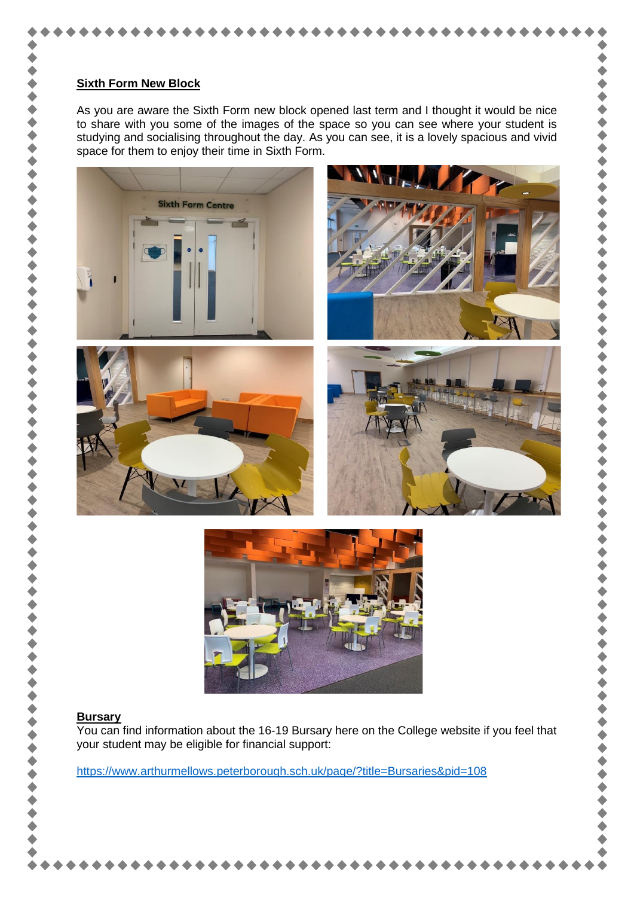**Sixth Form New Block**

As you are aware the Sixth Form new block opened last term and I thought it would be nice to share with you some of the images of the space so you can see where your student is studying and socialising throughout the day. As you can see, it is a lovely spacious and vivid space for them to enjoy their time in Sixth Form.

**Bursary**

You can find information about the 16-19 Bursary here on the College website if you feel that your student may be eligible for financial support:

https://www.arthurmellows.peterborough.sch.uk/page/?title=Bursaries&pid=108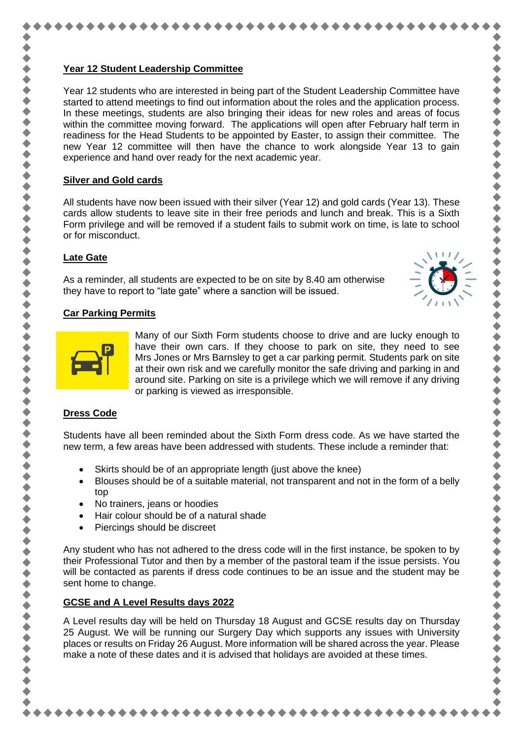## Year 12 Student Leadership Committee

Year 12 students who are interested in being part of the Student Leadership Committee have started to attend meetings to find out information about the roles and the application process. In these meetings, students are also bringing their ideas for new roles and areas of focus within the committee moving forward. The applications will open after February half term in readiness for the Head Students to be appointed by Easter, to assign their committee. The new Year 12 committee will then have the chance to work alongside Year 13 to gain experience and hand over ready for the next academic year.

## Silver and Gold cards

All students have now been issued with their silver (Year 12) and gold cards (Year 13). These cards allow students to leave site in their free periods and lunch and break. This is a Sixth Form privilege and will be removed if a student fails to submit work on time, is late to school or for misconduct.

## Late Gate

As a reminder, all students are expected to be on site by 8.40 am otherwise they have to report to "late gate" where a sanction will be issued.

## Car Parking Permits

Many of our Sixth Form students choose to drive and are lucky enough to have their own cars. If they choose to park on site, they need to see Mrs Jones or Mrs Barnsley to get a car parking permit. Students park on site at their own risk and we carefully monitor the safe driving and parking in and around site. Parking on site is a privilege which we will remove if any driving or parking is viewed as irresponsible.

## Dress Code

Students have all been reminded about the Sixth Form dress code. As we have started the new term, a few areas have been addressed with students. These include a reminder that:

- Skirts should be of an appropriate length (just above the knee)
- Blouses should be of a suitable material, not transparent and not in the form of a belly top
- No trainers, jeans or hoodies
- Hair colour should be of a natural shade
- Piercings should be discreet

Any student who has not adhered to the dress code will in the first instance, be spoken to by their Professional Tutor and then by a member of the pastoral team if the issue persists. You will be contacted as parents if dress code continues to be an issue and the student may be sent home to change.

## GCSE and A Level Results days 2022

A Level results day will be held on Thursday 18 August and GCSE results day on Thursday 25 August. We will be running our Surgery Day which supports any issues with University places or results on Friday 26 August. More information will be shared across the year. Please make a note of these dates and it is advised that holidays are avoided at these times.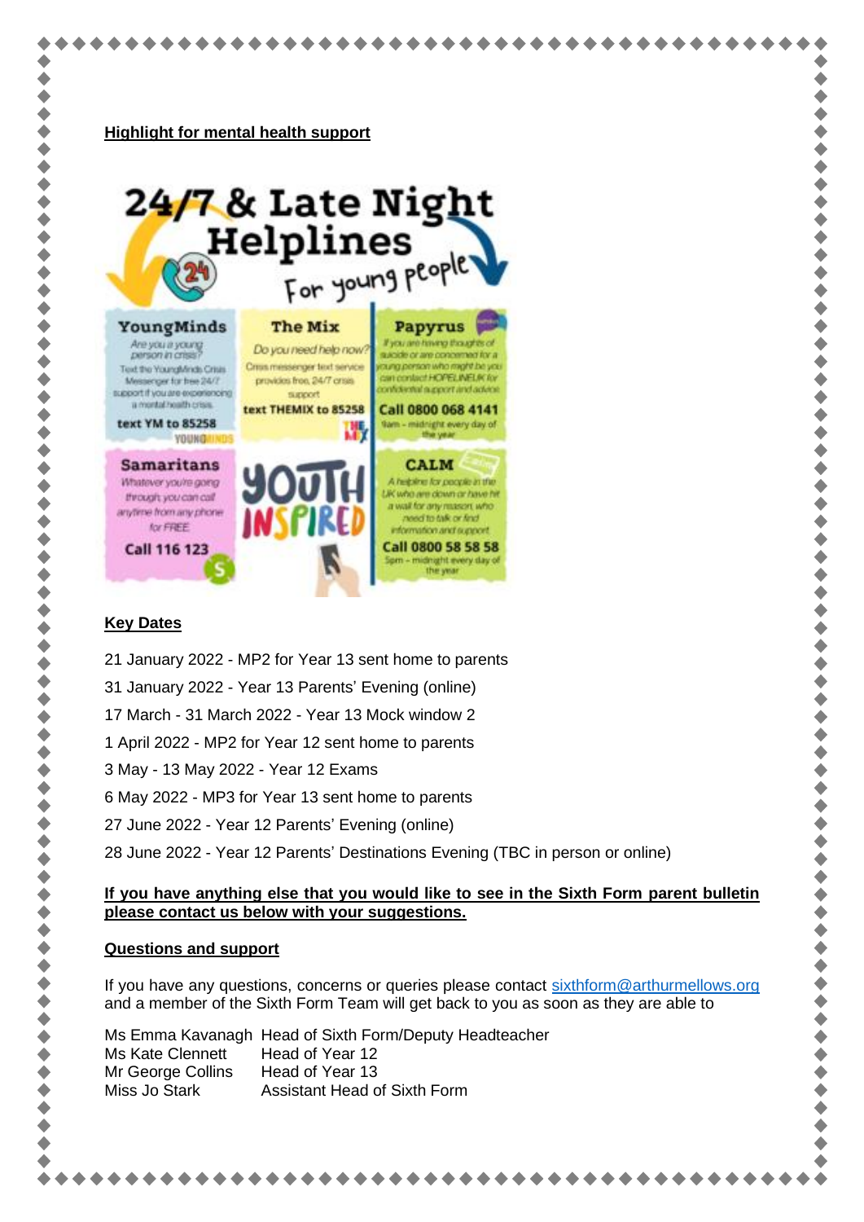**Highlight for mental health support**

24/7 & Late Night Helplines

For young people

YoungMinds

Are you a young person in crisis?

Text the YoungMinds Crisis Messenger for free 24/7 support if you are experiencing a mental health crisis.

text YM to 85258

The Mix

Do you need help now?

Crisis messenger text service provides free, 24/7 crisis support

text THEMIX to 85258

Papyrus

If you are having thoughts of suicide or are concerned for a young person who might be you can contact HOPELINEUK for confidential support and advice

Call 0800 068 4141

9am – midnight every day of the year

Samaritans

Whatever you're going through you can call anytime from any phone for FREE

Call 116 123

YOUTH INSPIRED

CALM

A helpline for people in the UK who are down or have hit a wall for any reason, who need to talk or find information and support

Call 0800 58 58 58

5pm – midnight every day of the year

**Key Dates**

21 January 2022 - MP2 for Year 13 sent home to parents

31 January 2022 - Year 13 Parents' Evening (online)

17 March - 31 March 2022 - Year 13 Mock window 2

1 April 2022 - MP2 for Year 12 sent home to parents

3 May - 13 May 2022 - Year 12 Exams

6 May 2022 - MP3 for Year 13 sent home to parents

27 June 2022 - Year 12 Parents' Evening (online)

28 June 2022 - Year 12 Parents' Destinations Evening (TBC in person or online)

**If you have anything else that you would like to see in the Sixth Form parent bulletin please contact us below with your suggestions.**

**Questions and support**

If you have any questions, concerns or queries please contact sixthform@arthurmellows.org and a member of the Sixth Form Team will get back to you as soon as they are able to

| | |
|---|---|
| Ms Emma Kavanagh | Head of Sixth Form/Deputy Headteacher |
| Ms Kate Clennett | Head of Year 12 |
| Mr George Collins | Head of Year 13 |
| Miss Jo Stark | Assistant Head of Sixth Form |